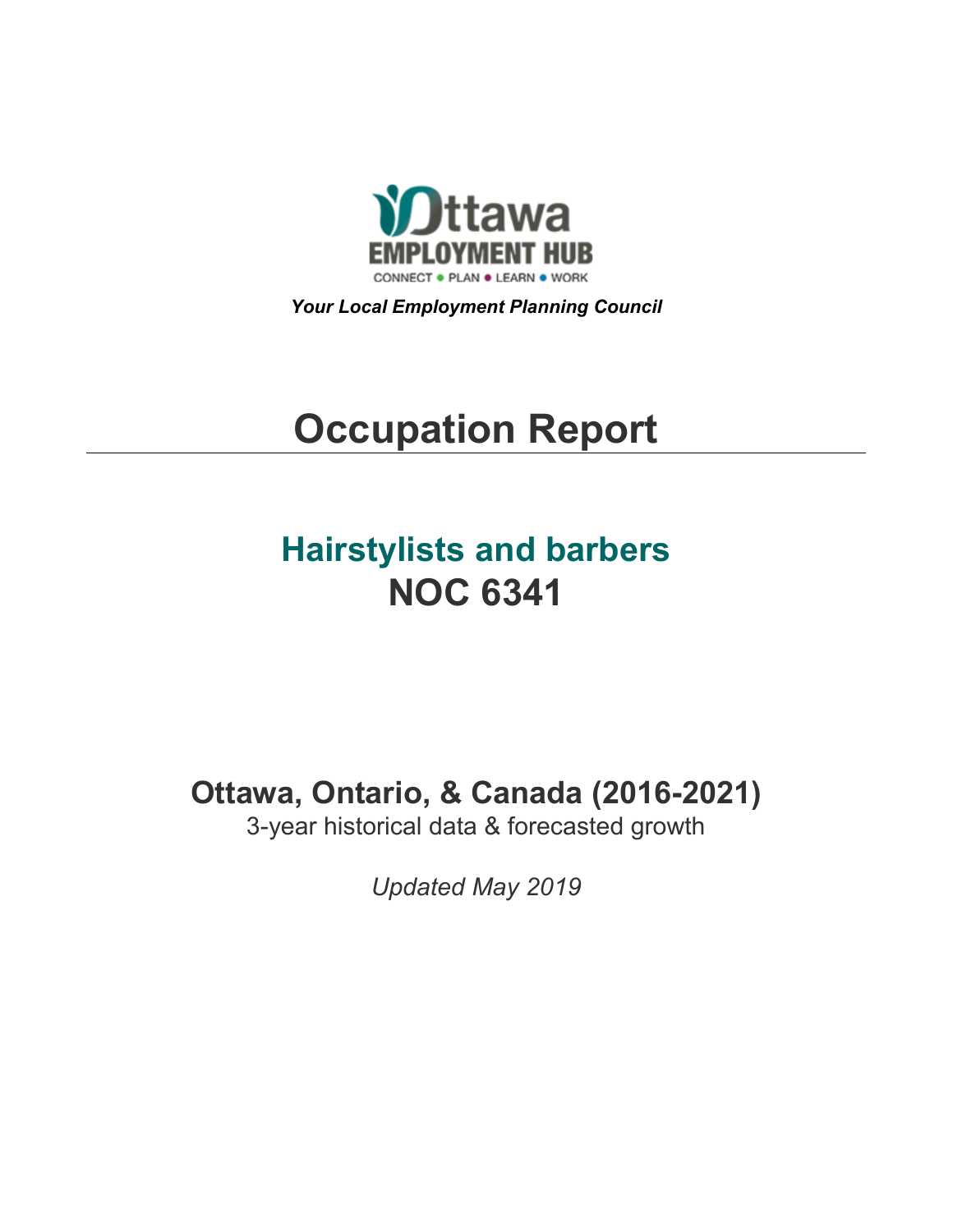Ottawa
EMPLOYMENT HUB
CONNECT • PLAN • LEARN • WORK

***Your Local Employment Planning Council***

# Occupation Report

## Hairstylists and barbers
## NOC 6341

### Ottawa, Ontario, & Canada (2016-2021)

3-year historical data & forecasted growth

*Updated May 2019*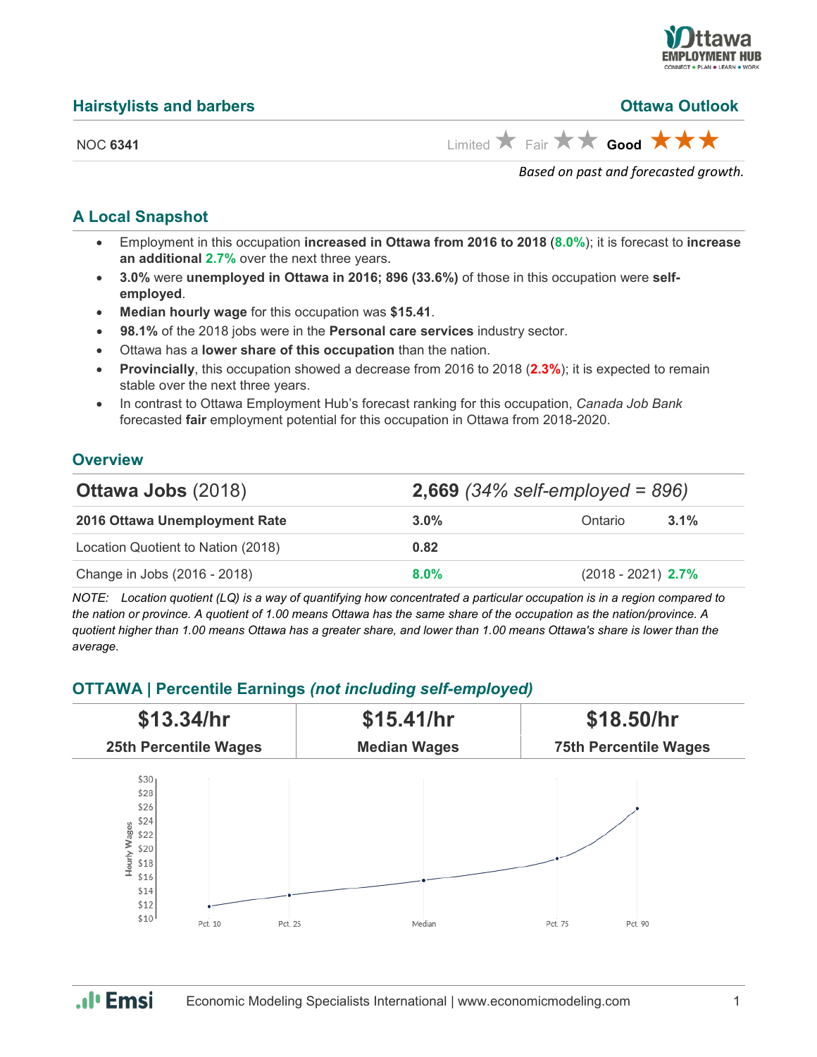## Hairstylists and barbers

**Ottawa Outlook**

NOC **6341**

Limited ★ Fair ★★ **Good** ★★★

*Based on past and forecasted growth.*

### A Local Snapshot

- Employment in this occupation **increased in Ottawa from 2016 to 2018** (**8.0%**); it is forecast to **increase an additional 2.7%** over the next three years.
- **3.0%** were **unemployed in Ottawa in 2016; 896 (33.6%)** of those in this occupation were **self-employed**.
- **Median hourly wage** for this occupation was **$15.41**.
- **98.1%** of the 2018 jobs were in the **Personal care services** industry sector.
- Ottawa has a **lower share of this occupation** than the nation.
- **Provincially**, this occupation showed a decrease from 2016 to 2018 (**2.3%**); it is expected to remain stable over the next three years.
- In contrast to Ottawa Employment Hub's forecast ranking for this occupation, *Canada Job Bank* forecasted **fair** employment potential for this occupation in Ottawa from 2018-2020.

### Overview

| **Ottawa Jobs** (2018) | **2,669** *(34% self-employed = 896)* | | |
|---|---|---|---|
| **2016 Ottawa Unemployment Rate** | **3.0%** | Ontario | **3.1%** |
| Location Quotient to Nation (2018) | **0.82** | | |
| Change in Jobs (2016 - 2018) | **8.0%** | (2018 - 2021) | **2.7%** |

*NOTE: Location quotient (LQ) is a way of quantifying how concentrated a particular occupation is in a region compared to the nation or province. A quotient of 1.00 means Ottawa has the same share of the occupation as the nation/province. A quotient higher than 1.00 means Ottawa has a greater share, and lower than 1.00 means Ottawa's share is lower than the average.*

### OTTAWA | Percentile Earnings *(not including self-employed)*

| $13.34/hr | $15.41/hr | $18.50/hr |
|---|---|---|
| **25th Percentile Wages** | **Median Wages** | **75th Percentile Wages** |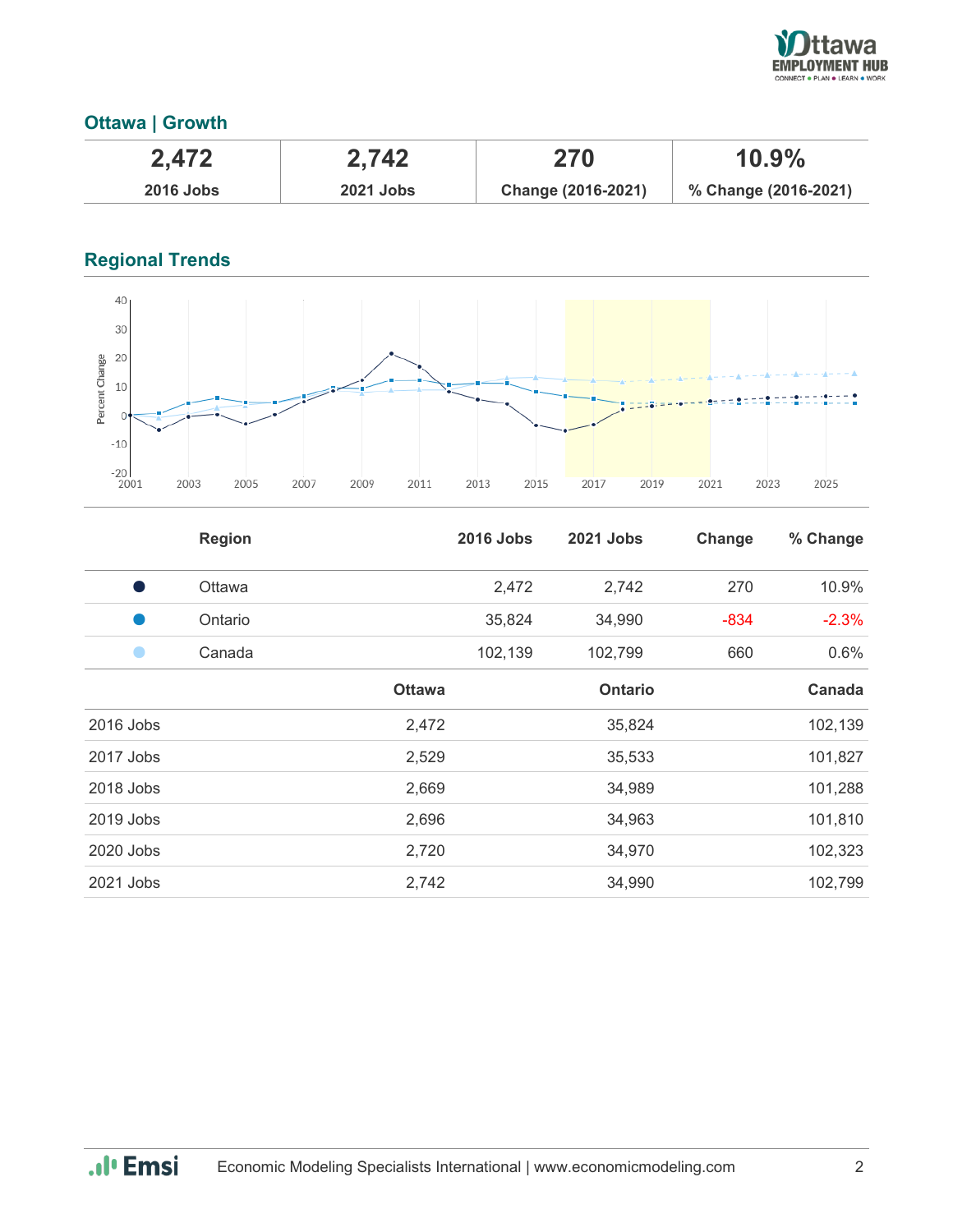## Ottawa | Growth

| 2,472 | 2,742 | 270 | 10.9% |
|---|---|---|---|
| 2016 Jobs | 2021 Jobs | Change (2016-2021) | % Change (2016-2021) |

## Regional Trends

| | Region | 2016 Jobs | 2021 Jobs | Change | % Change |
|---|---|---|---|---|---|
| ● | Ottawa | 2,472 | 2,742 | 270 | 10.9% |
| ● | Ontario | 35,824 | 34,990 | -834 | -2.3% |
| ● | Canada | 102,139 | 102,799 | 660 | 0.6% |

| | Ottawa | Ontario | Canada |
|---|---|---|---|
| 2016 Jobs | 2,472 | 35,824 | 102,139 |
| 2017 Jobs | 2,529 | 35,533 | 101,827 |
| 2018 Jobs | 2,669 | 34,989 | 101,288 |
| 2019 Jobs | 2,696 | 34,963 | 101,810 |
| 2020 Jobs | 2,720 | 34,970 | 102,323 |
| 2021 Jobs | 2,742 | 34,990 | 102,799 |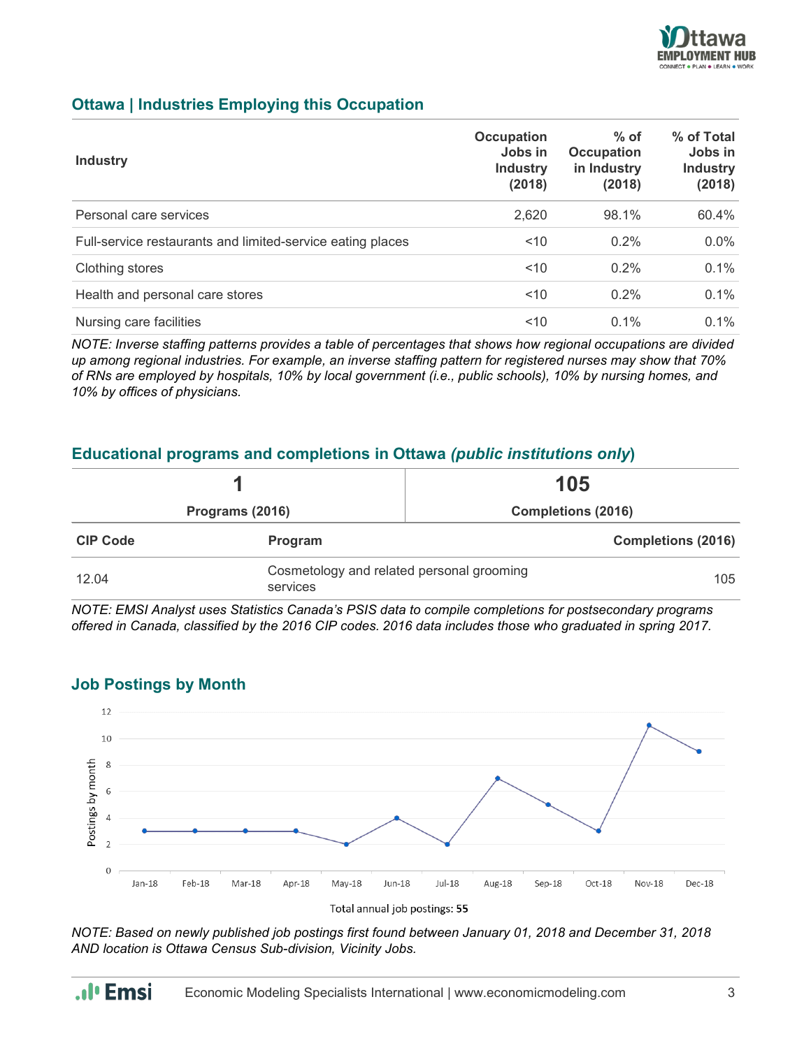## Ottawa | Industries Employing this Occupation

| Industry | Occupation Jobs in Industry (2018) | % of Occupation in Industry (2018) | % of Total Jobs in Industry (2018) |
|---|---|---|---|
| Personal care services | 2,620 | 98.1% | 60.4% |
| Full-service restaurants and limited-service eating places | <10 | 0.2% | 0.0% |
| Clothing stores | <10 | 0.2% | 0.1% |
| Health and personal care stores | <10 | 0.2% | 0.1% |
| Nursing care facilities | <10 | 0.1% | 0.1% |

*NOTE: Inverse staffing patterns provides a table of percentages that shows how regional occupations are divided up among regional industries. For example, an inverse staffing pattern for registered nurses may show that 70% of RNs are employed by hospitals, 10% by local government (i.e., public schools), 10% by nursing homes, and 10% by offices of physicians.*

## Educational programs and completions in Ottawa *(public institutions only)*

| 1 | 105 |
|---|---|
| Programs (2016) | Completions (2016) |

| CIP Code | Program | Completions (2016) |
|---|---|---|
| 12.04 | Cosmetology and related personal grooming services | 105 |

*NOTE: EMSI Analyst uses Statistics Canada's PSIS data to compile completions for postsecondary programs offered in Canada, classified by the 2016 CIP codes. 2016 data includes those who graduated in spring 2017.*

## Job Postings by Month

| Month | Postings by month |
|---|---|
| Jan-18 | 3 |
| Feb-18 | 3 |
| Mar-18 | 3 |
| Apr-18 | 3 |
| May-18 | 2 |
| Jun-18 | 4 |
| Jul-18 | 2 |
| Aug-18 | 7 |
| Sep-18 | 5 |
| Oct-18 | 3 |
| Nov-18 | 11 |
| Dec-18 | 9 |

Total annual job postings: **55**

*NOTE: Based on newly published job postings first found between January 01, 2018 and December 31, 2018 AND location is Ottawa Census Sub-division, Vicinity Jobs.*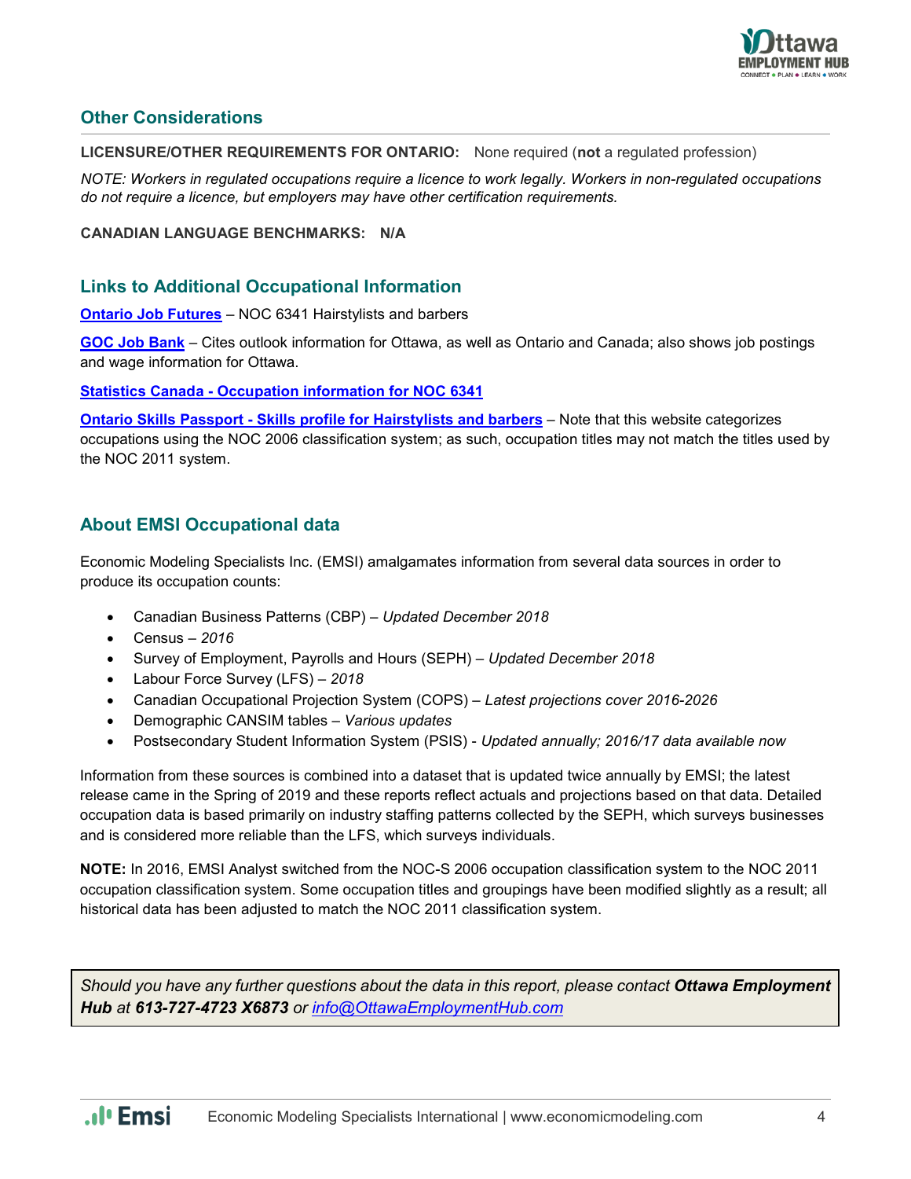## Other Considerations

**LICENSURE/OTHER REQUIREMENTS FOR ONTARIO:** None required (**not** a regulated profession)

*NOTE: Workers in regulated occupations require a licence to work legally. Workers in non-regulated occupations do not require a licence, but employers may have other certification requirements.*

**CANADIAN LANGUAGE BENCHMARKS: N/A**

## Links to Additional Occupational Information

**Ontario Job Futures** – NOC 6341 Hairstylists and barbers

**GOC Job Bank** – Cites outlook information for Ottawa, as well as Ontario and Canada; also shows job postings and wage information for Ottawa.

**Statistics Canada - Occupation information for NOC 6341**

**Ontario Skills Passport - Skills profile for Hairstylists and barbers** – Note that this website categorizes occupations using the NOC 2006 classification system; as such, occupation titles may not match the titles used by the NOC 2011 system.

## About EMSI Occupational data

Economic Modeling Specialists Inc. (EMSI) amalgamates information from several data sources in order to produce its occupation counts:

- Canadian Business Patterns (CBP) – *Updated December 2018*
- Census – *2016*
- Survey of Employment, Payrolls and Hours (SEPH) – *Updated December 2018*
- Labour Force Survey (LFS) – *2018*
- Canadian Occupational Projection System (COPS) – *Latest projections cover 2016-2026*
- Demographic CANSIM tables – *Various updates*
- Postsecondary Student Information System (PSIS) - *Updated annually; 2016/17 data available now*

Information from these sources is combined into a dataset that is updated twice annually by EMSI; the latest release came in the Spring of 2019 and these reports reflect actuals and projections based on that data. Detailed occupation data is based primarily on industry staffing patterns collected by the SEPH, which surveys businesses and is considered more reliable than the LFS, which surveys individuals.

**NOTE:** In 2016, EMSI Analyst switched from the NOC-S 2006 occupation classification system to the NOC 2011 occupation classification system. Some occupation titles and groupings have been modified slightly as a result; all historical data has been adjusted to match the NOC 2011 classification system.

*Should you have any further questions about the data in this report, please contact **Ottawa Employment Hub** at **613-727-4723 X6873** or info@OttawaEmploymentHub.com*